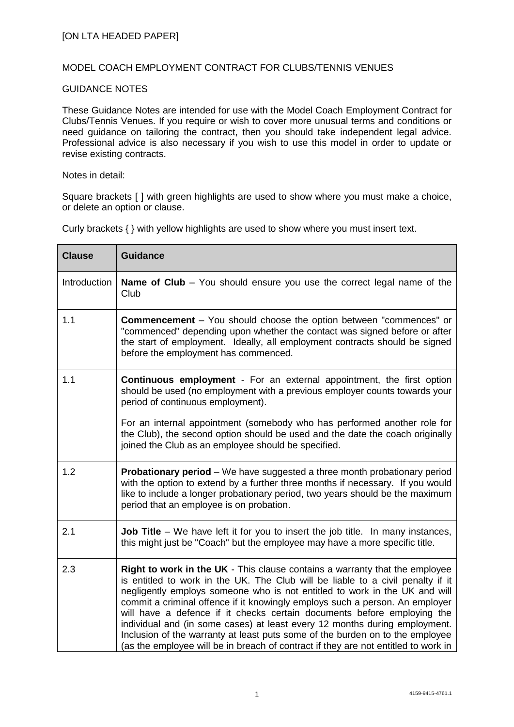[ON LTA HEADED PAPER]

MODEL COACH EMPLOYMENT CONTRACT FOR CLUBS/TENNIS VENUES

GUIDANCE NOTES

These Guidance Notes are intended for use with the Model Coach Employment Contract for Clubs/Tennis Venues. If you require or wish to cover more unusual terms and conditions or need guidance on tailoring the contract, then you should take independent legal advice. Professional advice is also necessary if you wish to use this model in order to update or revise existing contracts.

Notes in detail:

Square brackets [ ] with green highlights are used to show where you must make a choice, or delete an option or clause.

Curly brackets { } with yellow highlights are used to show where you must insert text.

| Clause | Guidance |
|---|---|
| Introduction | **Name of Club** – You should ensure you use the correct legal name of the Club |
| 1.1 | **Commencement** – You should choose the option between "commences" or "commenced" depending upon whether the contact was signed before or after the start of employment. Ideally, all employment contracts should be signed before the employment has commenced. |
| 1.1 | **Continuous employment** - For an external appointment, the first option should be used (no employment with a previous employer counts towards your period of continuous employment).<br><br>For an internal appointment (somebody who has performed another role for the Club), the second option should be used and the date the coach originally joined the Club as an employee should be specified. |
| 1.2 | **Probationary period** – We have suggested a three month probationary period with the option to extend by a further three months if necessary. If you would like to include a longer probationary period, two years should be the maximum period that an employee is on probation. |
| 2.1 | **Job Title** – We have left it for you to insert the job title. In many instances, this might just be "Coach" but the employee may have a more specific title. |
| 2.3 | **Right to work in the UK** - This clause contains a warranty that the employee is entitled to work in the UK. The Club will be liable to a civil penalty if it negligently employs someone who is not entitled to work in the UK and will commit a criminal offence if it knowingly employs such a person. An employer will have a defence if it checks certain documents before employing the individual and (in some cases) at least every 12 months during employment. Inclusion of the warranty at least puts some of the burden on to the employee (as the employee will be in breach of contract if they are not entitled to work in |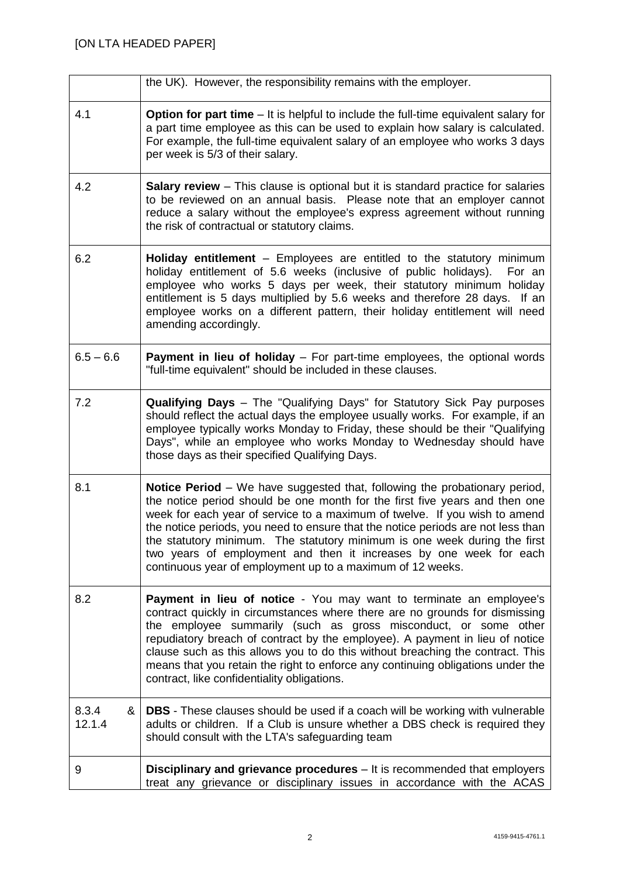[ON LTA HEADED PAPER]

| | |
|---|---|
| | the UK). However, the responsibility remains with the employer. |
| 4.1 | **Option for part time** – It is helpful to include the full-time equivalent salary for a part time employee as this can be used to explain how salary is calculated. For example, the full-time equivalent salary of an employee who works 3 days per week is 5/3 of their salary. |
| 4.2 | **Salary review** – This clause is optional but it is standard practice for salaries to be reviewed on an annual basis. Please note that an employer cannot reduce a salary without the employee's express agreement without running the risk of contractual or statutory claims. |
| 6.2 | **Holiday entitlement** – Employees are entitled to the statutory minimum holiday entitlement of 5.6 weeks (inclusive of public holidays). For an employee who works 5 days per week, their statutory minimum holiday entitlement is 5 days multiplied by 5.6 weeks and therefore 28 days. If an employee works on a different pattern, their holiday entitlement will need amending accordingly. |
| 6.5 – 6.6 | **Payment in lieu of holiday** – For part-time employees, the optional words "full-time equivalent" should be included in these clauses. |
| 7.2 | **Qualifying Days** – The "Qualifying Days" for Statutory Sick Pay purposes should reflect the actual days the employee usually works. For example, if an employee typically works Monday to Friday, these should be their "Qualifying Days", while an employee who works Monday to Wednesday should have those days as their specified Qualifying Days. |
| 8.1 | **Notice Period** – We have suggested that, following the probationary period, the notice period should be one month for the first five years and then one week for each year of service to a maximum of twelve. If you wish to amend the notice periods, you need to ensure that the notice periods are not less than the statutory minimum. The statutory minimum is one week during the first two years of employment and then it increases by one week for each continuous year of employment up to a maximum of 12 weeks. |
| 8.2 | **Payment in lieu of notice** - You may want to terminate an employee's contract quickly in circumstances where there are no grounds for dismissing the employee summarily (such as gross misconduct, or some other repudiatory breach of contract by the employee). A payment in lieu of notice clause such as this allows you to do this without breaching the contract. This means that you retain the right to enforce any continuing obligations under the contract, like confidentiality obligations. |
| 8.3.4 & 12.1.4 | **DBS** - These clauses should be used if a coach will be working with vulnerable adults or children. If a Club is unsure whether a DBS check is required they should consult with the LTA's safeguarding team |
| 9 | **Disciplinary and grievance procedures** – It is recommended that employers treat any grievance or disciplinary issues in accordance with the ACAS |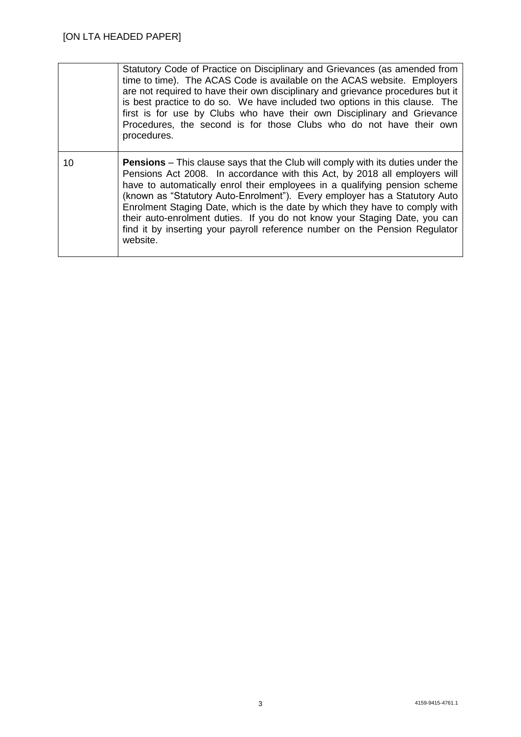[ON LTA HEADED PAPER]

| | |
|---|---|
| | Statutory Code of Practice on Disciplinary and Grievances (as amended from time to time). The ACAS Code is available on the ACAS website. Employers are not required to have their own disciplinary and grievance procedures but it is best practice to do so. We have included two options in this clause. The first is for use by Clubs who have their own Disciplinary and Grievance Procedures, the second is for those Clubs who do not have their own procedures. |
| 10 | **Pensions** – This clause says that the Club will comply with its duties under the Pensions Act 2008. In accordance with this Act, by 2018 all employers will have to automatically enrol their employees in a qualifying pension scheme (known as "Statutory Auto-Enrolment"). Every employer has a Statutory Auto Enrolment Staging Date, which is the date by which they have to comply with their auto-enrolment duties. If you do not know your Staging Date, you can find it by inserting your payroll reference number on the Pension Regulator website. |

4159-9415-4761.1